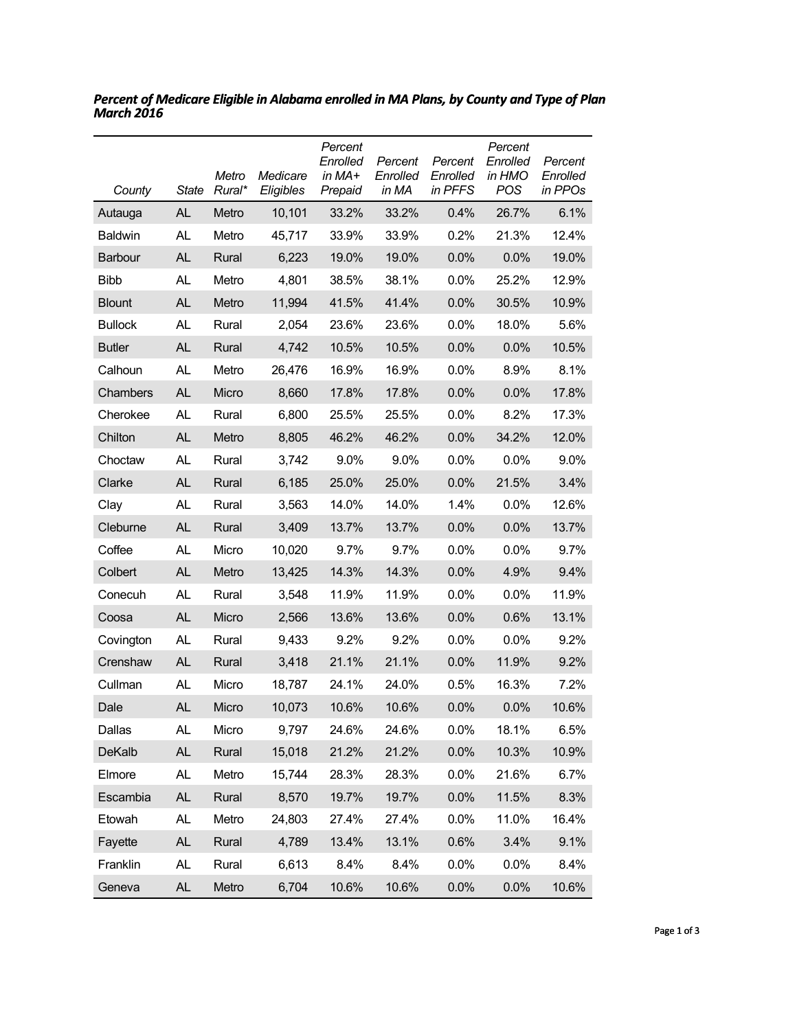***Percent of Medicare Eligible in Alabama enrolled in MA Plans, by County and Type of Plan March 2016***

| *County* | *State* | *Metro Rural\** | *Medicare Eligibles* | *Percent Enrolled in MA+ Prepaid* | *Percent Enrolled in MA* | *Percent Enrolled in PFFS* | *Percent Enrolled in HMO POS* | *Percent Enrolled in PPOs* |
|---|---|---|---|---|---|---|---|---|
| Autauga | AL | Metro | 10,101 | 33.2% | 33.2% | 0.4% | 26.7% | 6.1% |
| Baldwin | AL | Metro | 45,717 | 33.9% | 33.9% | 0.2% | 21.3% | 12.4% |
| Barbour | AL | Rural | 6,223 | 19.0% | 19.0% | 0.0% | 0.0% | 19.0% |
| Bibb | AL | Metro | 4,801 | 38.5% | 38.1% | 0.0% | 25.2% | 12.9% |
| Blount | AL | Metro | 11,994 | 41.5% | 41.4% | 0.0% | 30.5% | 10.9% |
| Bullock | AL | Rural | 2,054 | 23.6% | 23.6% | 0.0% | 18.0% | 5.6% |
| Butler | AL | Rural | 4,742 | 10.5% | 10.5% | 0.0% | 0.0% | 10.5% |
| Calhoun | AL | Metro | 26,476 | 16.9% | 16.9% | 0.0% | 8.9% | 8.1% |
| Chambers | AL | Micro | 8,660 | 17.8% | 17.8% | 0.0% | 0.0% | 17.8% |
| Cherokee | AL | Rural | 6,800 | 25.5% | 25.5% | 0.0% | 8.2% | 17.3% |
| Chilton | AL | Metro | 8,805 | 46.2% | 46.2% | 0.0% | 34.2% | 12.0% |
| Choctaw | AL | Rural | 3,742 | 9.0% | 9.0% | 0.0% | 0.0% | 9.0% |
| Clarke | AL | Rural | 6,185 | 25.0% | 25.0% | 0.0% | 21.5% | 3.4% |
| Clay | AL | Rural | 3,563 | 14.0% | 14.0% | 1.4% | 0.0% | 12.6% |
| Cleburne | AL | Rural | 3,409 | 13.7% | 13.7% | 0.0% | 0.0% | 13.7% |
| Coffee | AL | Micro | 10,020 | 9.7% | 9.7% | 0.0% | 0.0% | 9.7% |
| Colbert | AL | Metro | 13,425 | 14.3% | 14.3% | 0.0% | 4.9% | 9.4% |
| Conecuh | AL | Rural | 3,548 | 11.9% | 11.9% | 0.0% | 0.0% | 11.9% |
| Coosa | AL | Micro | 2,566 | 13.6% | 13.6% | 0.0% | 0.6% | 13.1% |
| Covington | AL | Rural | 9,433 | 9.2% | 9.2% | 0.0% | 0.0% | 9.2% |
| Crenshaw | AL | Rural | 3,418 | 21.1% | 21.1% | 0.0% | 11.9% | 9.2% |
| Cullman | AL | Micro | 18,787 | 24.1% | 24.0% | 0.5% | 16.3% | 7.2% |
| Dale | AL | Micro | 10,073 | 10.6% | 10.6% | 0.0% | 0.0% | 10.6% |
| Dallas | AL | Micro | 9,797 | 24.6% | 24.6% | 0.0% | 18.1% | 6.5% |
| DeKalb | AL | Rural | 15,018 | 21.2% | 21.2% | 0.0% | 10.3% | 10.9% |
| Elmore | AL | Metro | 15,744 | 28.3% | 28.3% | 0.0% | 21.6% | 6.7% |
| Escambia | AL | Rural | 8,570 | 19.7% | 19.7% | 0.0% | 11.5% | 8.3% |
| Etowah | AL | Metro | 24,803 | 27.4% | 27.4% | 0.0% | 11.0% | 16.4% |
| Fayette | AL | Rural | 4,789 | 13.4% | 13.1% | 0.6% | 3.4% | 9.1% |
| Franklin | AL | Rural | 6,613 | 8.4% | 8.4% | 0.0% | 0.0% | 8.4% |
| Geneva | AL | Metro | 6,704 | 10.6% | 10.6% | 0.0% | 0.0% | 10.6% |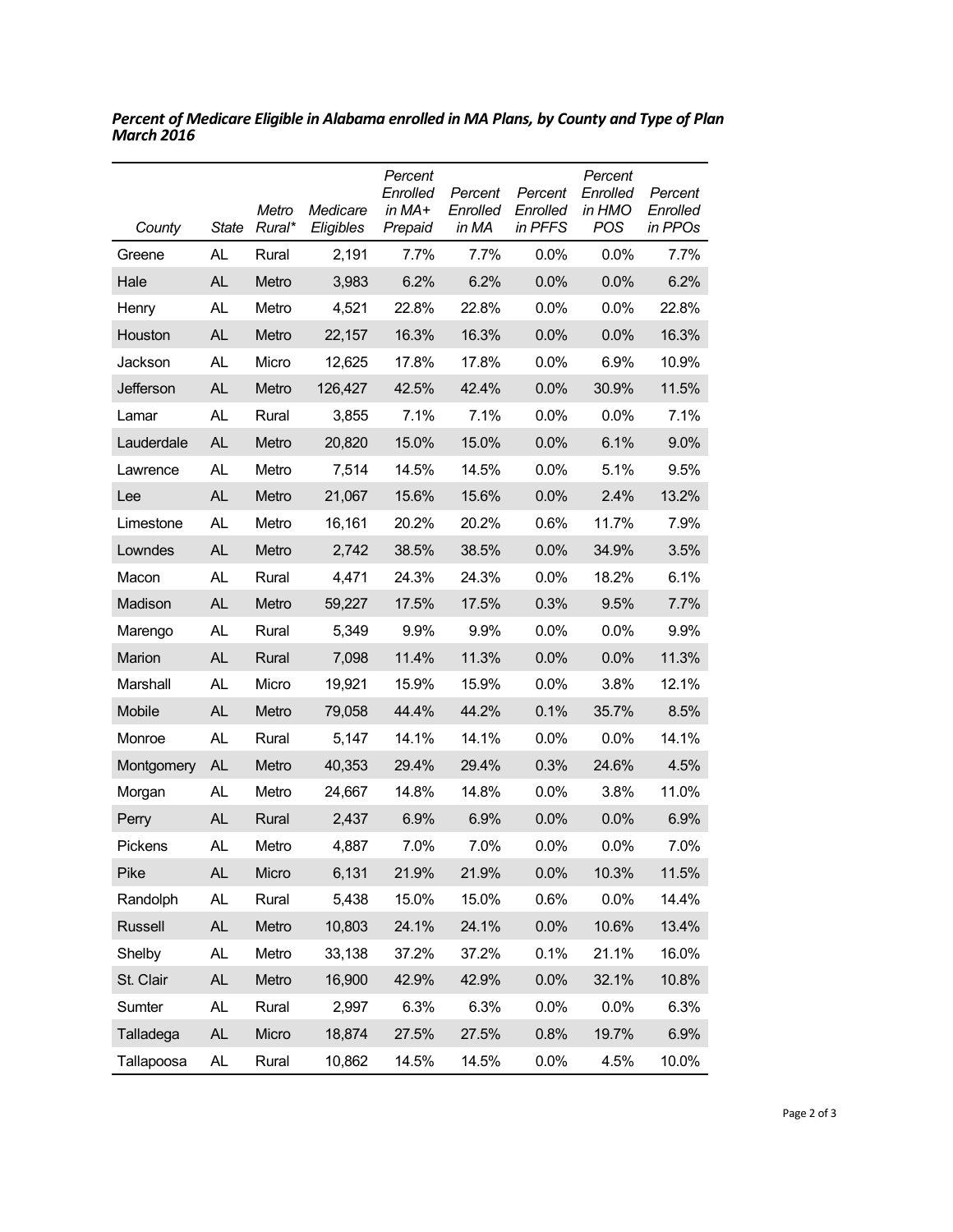***Percent of Medicare Eligible in Alabama enrolled in MA Plans, by County and Type of Plan March 2016***

| *County* | *State* | *Metro Rural** | *Medicare Eligibles* | *Percent Enrolled in MA+ Prepaid* | *Percent Enrolled in MA* | *Percent Enrolled in PFFS* | *Percent Enrolled in HMO POS* | *Percent Enrolled in PPOs* |
|---|---|---|---|---|---|---|---|---|
| Greene | AL | Rural | 2,191 | 7.7% | 7.7% | 0.0% | 0.0% | 7.7% |
| Hale | AL | Metro | 3,983 | 6.2% | 6.2% | 0.0% | 0.0% | 6.2% |
| Henry | AL | Metro | 4,521 | 22.8% | 22.8% | 0.0% | 0.0% | 22.8% |
| Houston | AL | Metro | 22,157 | 16.3% | 16.3% | 0.0% | 0.0% | 16.3% |
| Jackson | AL | Micro | 12,625 | 17.8% | 17.8% | 0.0% | 6.9% | 10.9% |
| Jefferson | AL | Metro | 126,427 | 42.5% | 42.4% | 0.0% | 30.9% | 11.5% |
| Lamar | AL | Rural | 3,855 | 7.1% | 7.1% | 0.0% | 0.0% | 7.1% |
| Lauderdale | AL | Metro | 20,820 | 15.0% | 15.0% | 0.0% | 6.1% | 9.0% |
| Lawrence | AL | Metro | 7,514 | 14.5% | 14.5% | 0.0% | 5.1% | 9.5% |
| Lee | AL | Metro | 21,067 | 15.6% | 15.6% | 0.0% | 2.4% | 13.2% |
| Limestone | AL | Metro | 16,161 | 20.2% | 20.2% | 0.6% | 11.7% | 7.9% |
| Lowndes | AL | Metro | 2,742 | 38.5% | 38.5% | 0.0% | 34.9% | 3.5% |
| Macon | AL | Rural | 4,471 | 24.3% | 24.3% | 0.0% | 18.2% | 6.1% |
| Madison | AL | Metro | 59,227 | 17.5% | 17.5% | 0.3% | 9.5% | 7.7% |
| Marengo | AL | Rural | 5,349 | 9.9% | 9.9% | 0.0% | 0.0% | 9.9% |
| Marion | AL | Rural | 7,098 | 11.4% | 11.3% | 0.0% | 0.0% | 11.3% |
| Marshall | AL | Micro | 19,921 | 15.9% | 15.9% | 0.0% | 3.8% | 12.1% |
| Mobile | AL | Metro | 79,058 | 44.4% | 44.2% | 0.1% | 35.7% | 8.5% |
| Monroe | AL | Rural | 5,147 | 14.1% | 14.1% | 0.0% | 0.0% | 14.1% |
| Montgomery | AL | Metro | 40,353 | 29.4% | 29.4% | 0.3% | 24.6% | 4.5% |
| Morgan | AL | Metro | 24,667 | 14.8% | 14.8% | 0.0% | 3.8% | 11.0% |
| Perry | AL | Rural | 2,437 | 6.9% | 6.9% | 0.0% | 0.0% | 6.9% |
| Pickens | AL | Metro | 4,887 | 7.0% | 7.0% | 0.0% | 0.0% | 7.0% |
| Pike | AL | Micro | 6,131 | 21.9% | 21.9% | 0.0% | 10.3% | 11.5% |
| Randolph | AL | Rural | 5,438 | 15.0% | 15.0% | 0.6% | 0.0% | 14.4% |
| Russell | AL | Metro | 10,803 | 24.1% | 24.1% | 0.0% | 10.6% | 13.4% |
| Shelby | AL | Metro | 33,138 | 37.2% | 37.2% | 0.1% | 21.1% | 16.0% |
| St. Clair | AL | Metro | 16,900 | 42.9% | 42.9% | 0.0% | 32.1% | 10.8% |
| Sumter | AL | Rural | 2,997 | 6.3% | 6.3% | 0.0% | 0.0% | 6.3% |
| Talladega | AL | Micro | 18,874 | 27.5% | 27.5% | 0.8% | 19.7% | 6.9% |
| Tallapoosa | AL | Rural | 10,862 | 14.5% | 14.5% | 0.0% | 4.5% | 10.0% |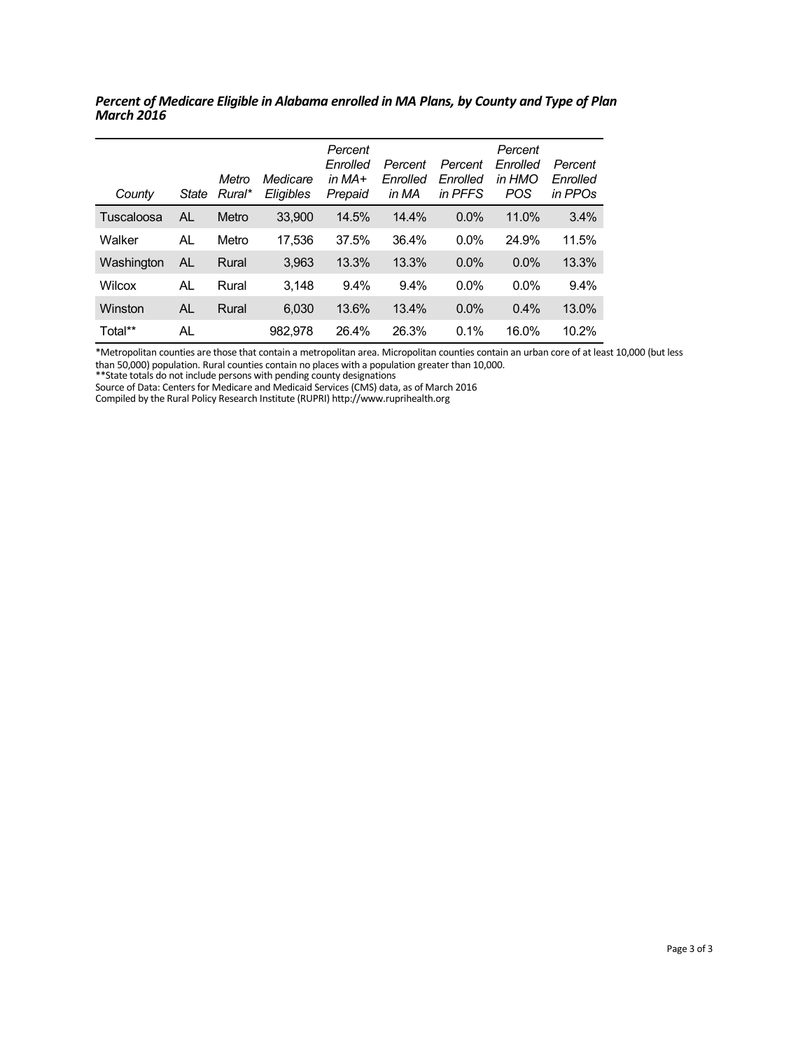***Percent of Medicare Eligible in Alabama enrolled in MA Plans, by County and Type of Plan March 2016***

| *County* | *State* | *Metro Rural** | *Medicare Eligibles* | *Percent Enrolled in MA+ Prepaid* | *Percent Enrolled in MA* | *Percent Enrolled in PFFS* | *Percent Enrolled in HMO POS* | *Percent Enrolled in PPOs* |
|---|---|---|---|---|---|---|---|---|
| Tuscaloosa | AL | Metro | 33,900 | 14.5% | 14.4% | 0.0% | 11.0% | 3.4% |
| Walker | AL | Metro | 17,536 | 37.5% | 36.4% | 0.0% | 24.9% | 11.5% |
| Washington | AL | Rural | 3,963 | 13.3% | 13.3% | 0.0% | 0.0% | 13.3% |
| Wilcox | AL | Rural | 3,148 | 9.4% | 9.4% | 0.0% | 0.0% | 9.4% |
| Winston | AL | Rural | 6,030 | 13.6% | 13.4% | 0.0% | 0.4% | 13.0% |
| Total** | AL | | 982,978 | 26.4% | 26.3% | 0.1% | 16.0% | 10.2% |

*Metropolitan counties are those that contain a metropolitan area. Micropolitan counties contain an urban core of at least 10,000 (but less than 50,000) population. Rural counties contain no places with a population greater than 10,000.
**State totals do not include persons with pending county designations
Source of Data: Centers for Medicare and Medicaid Services (CMS) data, as of March 2016
Compiled by the Rural Policy Research Institute (RUPRI) http://www.ruprihealth.org